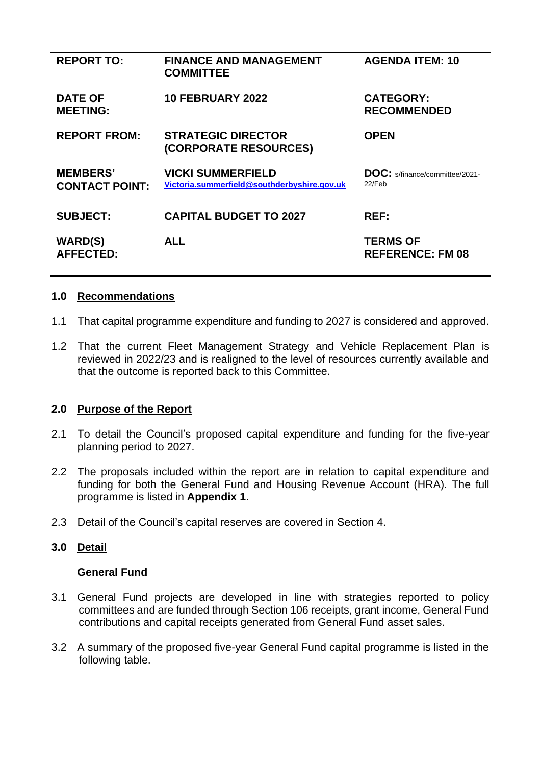| REPORT TO: | FINANCE AND MANAGEMENT COMMITTEE | AGENDA ITEM: 10 |
| --- | --- | --- |
| DATE OF MEETING: | 10 FEBRUARY 2022 | CATEGORY: RECOMMENDED |
| REPORT FROM: | STRATEGIC DIRECTOR (CORPORATE RESOURCES) | OPEN |
| MEMBERS' CONTACT POINT: | VICKI SUMMERFIELD Victoria.summerfield@southderbyshire.gov.uk | DOC: s/finance/committee/2021-22/Feb |
| SUBJECT: | CAPITAL BUDGET TO 2027 | REF: |
| WARD(S) AFFECTED: | ALL | TERMS OF REFERENCE: FM 08 |

## 1.0 Recommendations

1.1 That capital programme expenditure and funding to 2027 is considered and approved.

1.2 That the current Fleet Management Strategy and Vehicle Replacement Plan is reviewed in 2022/23 and is realigned to the level of resources currently available and that the outcome is reported back to this Committee.

## 2.0 Purpose of the Report

2.1 To detail the Council's proposed capital expenditure and funding for the five-year planning period to 2027.

2.2 The proposals included within the report are in relation to capital expenditure and funding for both the General Fund and Housing Revenue Account (HRA). The full programme is listed in **Appendix 1**.

2.3 Detail of the Council's capital reserves are covered in Section 4.

## 3.0 Detail

### General Fund

3.1 General Fund projects are developed in line with strategies reported to policy committees and are funded through Section 106 receipts, grant income, General Fund contributions and capital receipts generated from General Fund asset sales.

3.2 A summary of the proposed five-year General Fund capital programme is listed in the following table.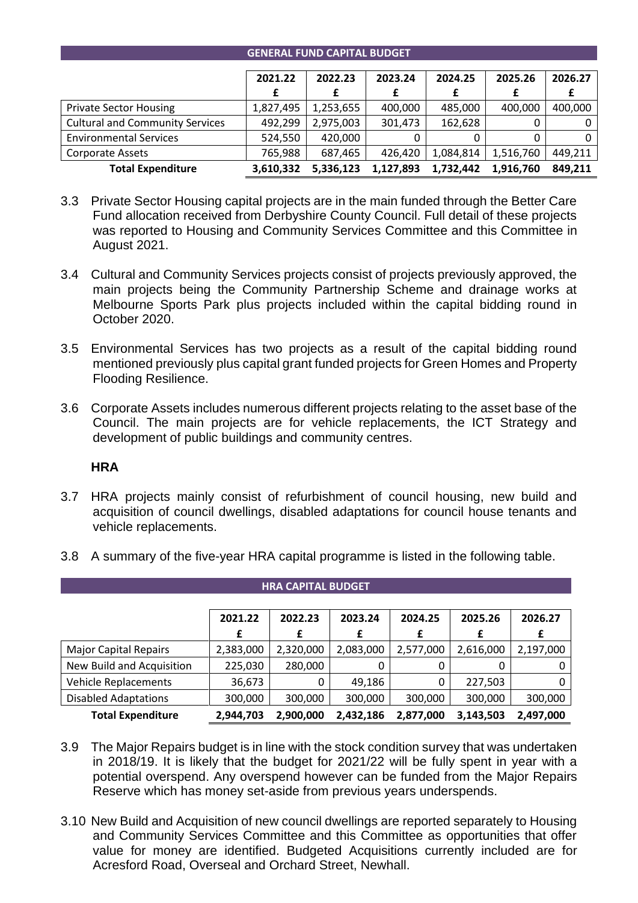| GENERAL FUND CAPITAL BUDGET | | | | | | |
|---|---|---|---|---|---|---|
| | 2021.22 £ | 2022.23 £ | 2023.24 £ | 2024.25 £ | 2025.26 £ | 2026.27 £ |
| Private Sector Housing | 1,827,495 | 1,253,655 | 400,000 | 485,000 | 400,000 | 400,000 |
| Cultural and Community Services | 492,299 | 2,975,003 | 301,473 | 162,628 | 0 | 0 |
| Environmental Services | 524,550 | 420,000 | 0 | 0 | 0 | 0 |
| Corporate Assets | 765,988 | 687,465 | 426,420 | 1,084,814 | 1,516,760 | 449,211 |
| **Total Expenditure** | **3,610,332** | **5,336,123** | **1,127,893** | **1,732,442** | **1,916,760** | **849,211** |

3.3 Private Sector Housing capital projects are in the main funded through the Better Care Fund allocation received from Derbyshire County Council. Full detail of these projects was reported to Housing and Community Services Committee and this Committee in August 2021.

3.4 Cultural and Community Services projects consist of projects previously approved, the main projects being the Community Partnership Scheme and drainage works at Melbourne Sports Park plus projects included within the capital bidding round in October 2020.

3.5 Environmental Services has two projects as a result of the capital bidding round mentioned previously plus capital grant funded projects for Green Homes and Property Flooding Resilience.

3.6 Corporate Assets includes numerous different projects relating to the asset base of the Council. The main projects are for vehicle replacements, the ICT Strategy and development of public buildings and community centres.

**HRA**

3.7 HRA projects mainly consist of refurbishment of council housing, new build and acquisition of council dwellings, disabled adaptations for council house tenants and vehicle replacements.

3.8 A summary of the five-year HRA capital programme is listed in the following table.

| HRA CAPITAL BUDGET | | | | | | |
|---|---|---|---|---|---|---|
| | 2021.22 £ | 2022.23 £ | 2023.24 £ | 2024.25 £ | 2025.26 £ | 2026.27 £ |
| Major Capital Repairs | 2,383,000 | 2,320,000 | 2,083,000 | 2,577,000 | 2,616,000 | 2,197,000 |
| New Build and Acquisition | 225,030 | 280,000 | 0 | 0 | 0 | 0 |
| Vehicle Replacements | 36,673 | 0 | 49,186 | 0 | 227,503 | 0 |
| Disabled Adaptations | 300,000 | 300,000 | 300,000 | 300,000 | 300,000 | 300,000 |
| **Total Expenditure** | **2,944,703** | **2,900,000** | **2,432,186** | **2,877,000** | **3,143,503** | **2,497,000** |

3.9 The Major Repairs budget is in line with the stock condition survey that was undertaken in 2018/19. It is likely that the budget for 2021/22 will be fully spent in year with a potential overspend. Any overspend however can be funded from the Major Repairs Reserve which has money set-aside from previous years underspends.

3.10 New Build and Acquisition of new council dwellings are reported separately to Housing and Community Services Committee and this Committee as opportunities that offer value for money are identified. Budgeted Acquisitions currently included are for Acresford Road, Overseal and Orchard Street, Newhall.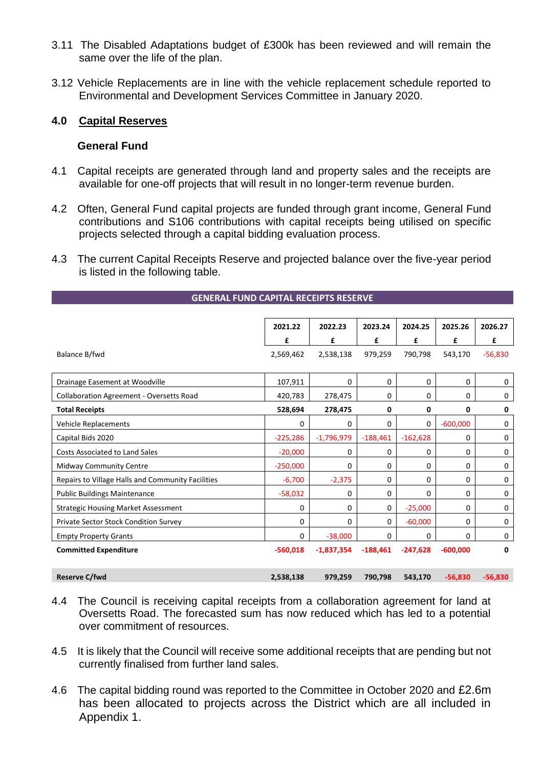3.11 The Disabled Adaptations budget of £300k has been reviewed and will remain the same over the life of the plan.

3.12 Vehicle Replacements are in line with the vehicle replacement schedule reported to Environmental and Development Services Committee in January 2020.

## 4.0 Capital Reserves

### General Fund

4.1 Capital receipts are generated through land and property sales and the receipts are available for one-off projects that will result in no longer-term revenue burden.

4.2 Often, General Fund capital projects are funded through grant income, General Fund contributions and S106 contributions with capital receipts being utilised on specific projects selected through a capital bidding evaluation process.

4.3 The current Capital Receipts Reserve and projected balance over the five-year period is listed in the following table.

**GENERAL FUND CAPITAL RECEIPTS RESERVE**

| | 2021.22 | 2022.23 | 2023.24 | 2024.25 | 2025.26 | 2026.27 |
|---|---|---|---|---|---|---|
| | £ | £ | £ | £ | £ | £ |
| Balance B/fwd | 2,569,462 | 2,538,138 | 979,259 | 790,798 | 543,170 | -56,830 |
| Drainage Easement at Woodville | 107,911 | 0 | 0 | 0 | 0 | 0 |
| Collaboration Agreement - Oversetts Road | 420,783 | 278,475 | 0 | 0 | 0 | 0 |
| **Total Receipts** | **528,694** | **278,475** | **0** | **0** | **0** | **0** |
| Vehicle Replacements | 0 | 0 | 0 | 0 | -600,000 | 0 |
| Capital Bids 2020 | -225,286 | -1,796,979 | -188,461 | -162,628 | 0 | 0 |
| Costs Associated to Land Sales | -20,000 | 0 | 0 | 0 | 0 | 0 |
| Midway Community Centre | -250,000 | 0 | 0 | 0 | 0 | 0 |
| Repairs to Village Halls and Community Facilities | -6,700 | -2,375 | 0 | 0 | 0 | 0 |
| Public Buildings Maintenance | -58,032 | 0 | 0 | 0 | 0 | 0 |
| Strategic Housing Market Assessment | 0 | 0 | 0 | -25,000 | 0 | 0 |
| Private Sector Stock Condition Survey | 0 | 0 | 0 | -60,000 | 0 | 0 |
| Empty Property Grants | 0 | -38,000 | 0 | 0 | 0 | 0 |
| **Committed Expenditure** | **-560,018** | **-1,837,354** | **-188,461** | **-247,628** | **-600,000** | **0** |
| **Reserve C/fwd** | **2,538,138** | **979,259** | **790,798** | **543,170** | **-56,830** | **-56,830** |

4.4 The Council is receiving capital receipts from a collaboration agreement for land at Oversetts Road. The forecasted sum has now reduced which has led to a potential over commitment of resources.

4.5 It is likely that the Council will receive some additional receipts that are pending but not currently finalised from further land sales.

4.6 The capital bidding round was reported to the Committee in October 2020 and £2.6m has been allocated to projects across the District which are all included in Appendix 1.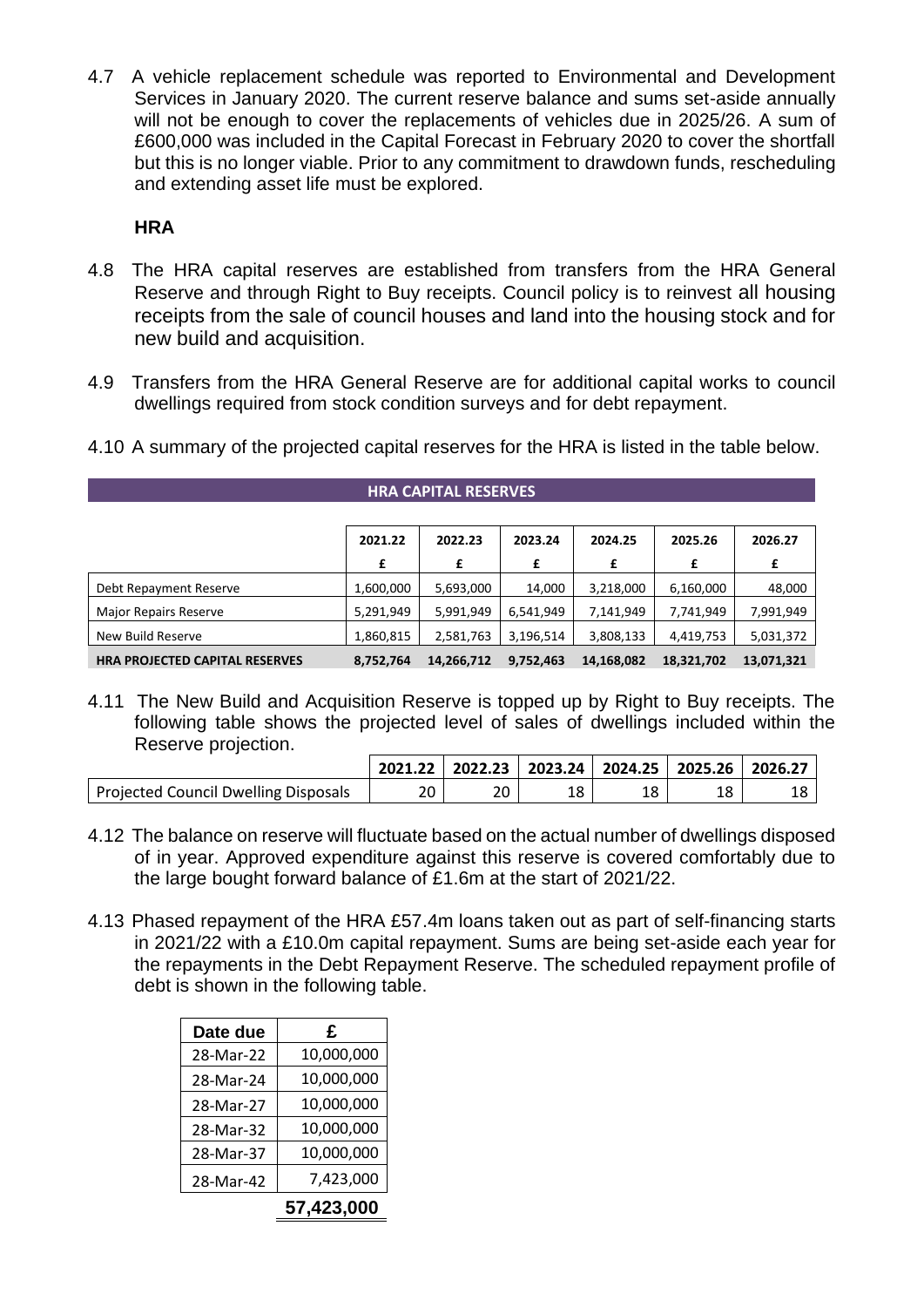4.7 A vehicle replacement schedule was reported to Environmental and Development Services in January 2020. The current reserve balance and sums set-aside annually will not be enough to cover the replacements of vehicles due in 2025/26. A sum of £600,000 was included in the Capital Forecast in February 2020 to cover the shortfall but this is no longer viable. Prior to any commitment to drawdown funds, rescheduling and extending asset life must be explored.

**HRA**

4.8 The HRA capital reserves are established from transfers from the HRA General Reserve and through Right to Buy receipts. Council policy is to reinvest all housing receipts from the sale of council houses and land into the housing stock and for new build and acquisition.

4.9 Transfers from the HRA General Reserve are for additional capital works to council dwellings required from stock condition surveys and for debt repayment.

4.10 A summary of the projected capital reserves for the HRA is listed in the table below.

| HRA CAPITAL RESERVES | | | | | | |
|---|---|---|---|---|---|---|
| | 2021.22 | 2022.23 | 2023.24 | 2024.25 | 2025.26 | 2026.27 |
| | £ | £ | £ | £ | £ | £ |
| Debt Repayment Reserve | 1,600,000 | 5,693,000 | 14,000 | 3,218,000 | 6,160,000 | 48,000 |
| Major Repairs Reserve | 5,291,949 | 5,991,949 | 6,541,949 | 7,141,949 | 7,741,949 | 7,991,949 |
| New Build Reserve | 1,860,815 | 2,581,763 | 3,196,514 | 3,808,133 | 4,419,753 | 5,031,372 |
| **HRA PROJECTED CAPITAL RESERVES** | **8,752,764** | **14,266,712** | **9,752,463** | **14,168,082** | **18,321,702** | **13,071,321** |

4.11 The New Build and Acquisition Reserve is topped up by Right to Buy receipts. The following table shows the projected level of sales of dwellings included within the Reserve projection.

| | 2021.22 | 2022.23 | 2023.24 | 2024.25 | 2025.26 | 2026.27 |
|---|---|---|---|---|---|---|
| Projected Council Dwelling Disposals | 20 | 20 | 18 | 18 | 18 | 18 |

4.12 The balance on reserve will fluctuate based on the actual number of dwellings disposed of in year. Approved expenditure against this reserve is covered comfortably due to the large bought forward balance of £1.6m at the start of 2021/22.

4.13 Phased repayment of the HRA £57.4m loans taken out as part of self-financing starts in 2021/22 with a £10.0m capital repayment. Sums are being set-aside each year for the repayments in the Debt Repayment Reserve. The scheduled repayment profile of debt is shown in the following table.

| Date due | £ |
|---|---|
| 28-Mar-22 | 10,000,000 |
| 28-Mar-24 | 10,000,000 |
| 28-Mar-27 | 10,000,000 |
| 28-Mar-32 | 10,000,000 |
| 28-Mar-37 | 10,000,000 |
| 28-Mar-42 | 7,423,000 |
| | **57,423,000** |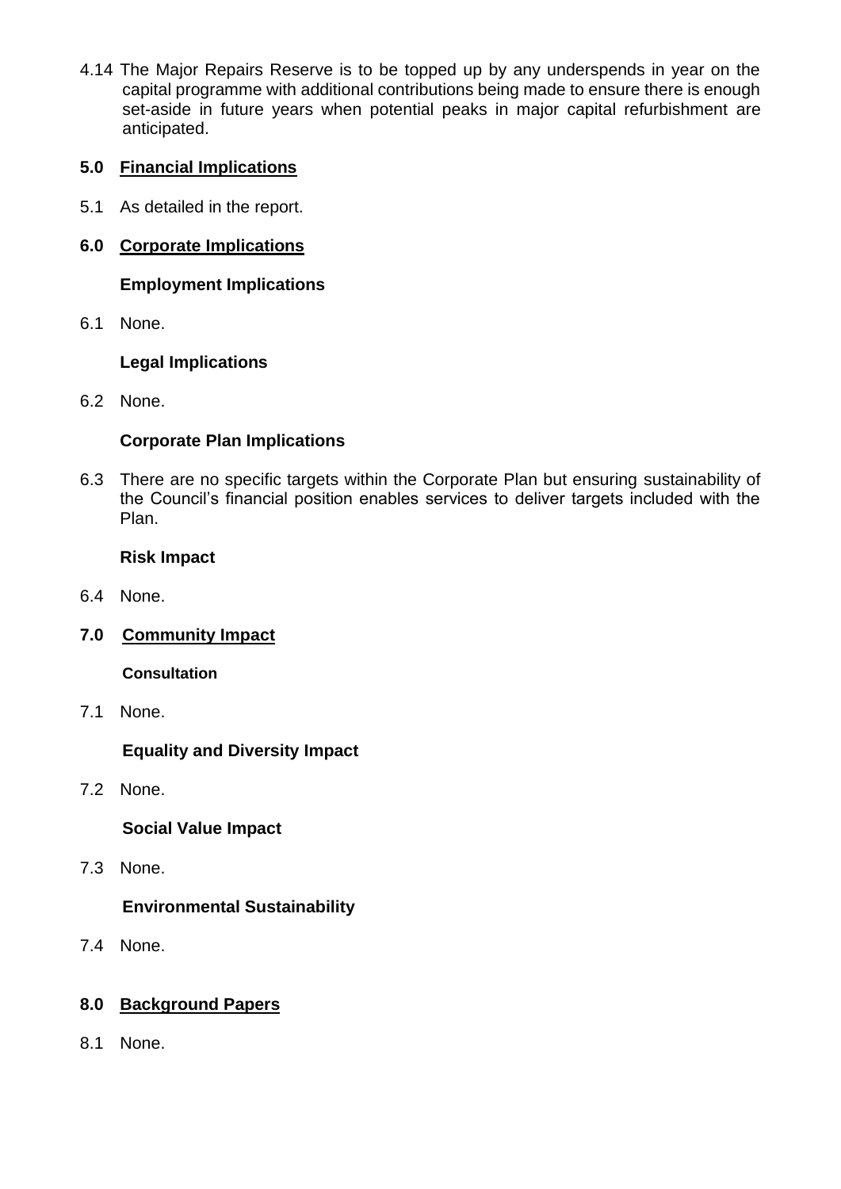4.14 The Major Repairs Reserve is to be topped up by any underspends in year on the capital programme with additional contributions being made to ensure there is enough set-aside in future years when potential peaks in major capital refurbishment are anticipated.

## 5.0 Financial Implications

5.1 As detailed in the report.

## 6.0 Corporate Implications

### Employment Implications

6.1 None.

### Legal Implications

6.2 None.

### Corporate Plan Implications

6.3 There are no specific targets within the Corporate Plan but ensuring sustainability of the Council's financial position enables services to deliver targets included with the Plan.

### Risk Impact

6.4 None.

## 7.0 Community Impact

### Consultation

7.1 None.

### Equality and Diversity Impact

7.2 None.

### Social Value Impact

7.3 None.

### Environmental Sustainability

7.4 None.

## 8.0 Background Papers

8.1 None.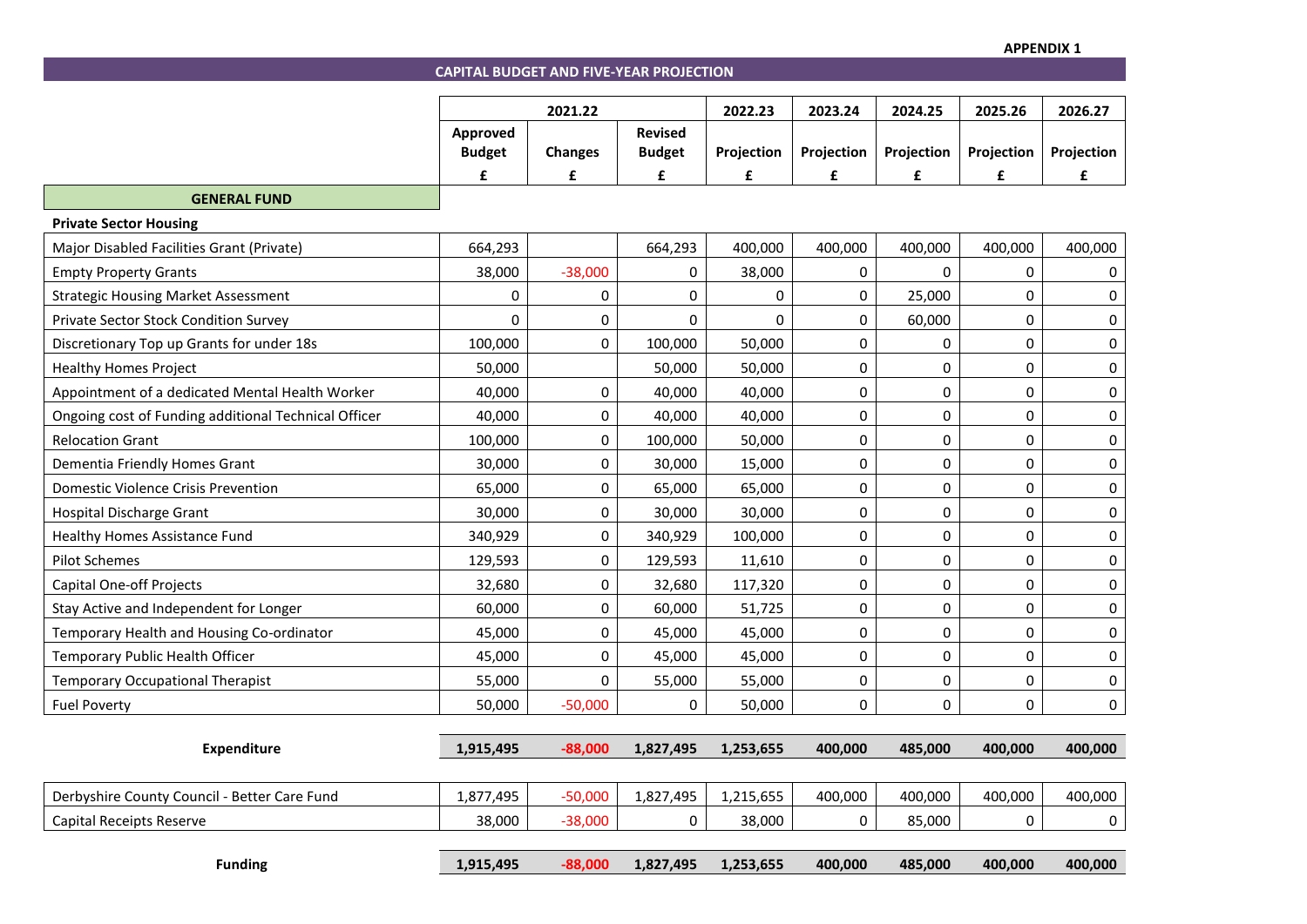**APPENDIX 1**

## CAPITAL BUDGET AND FIVE-YEAR PROJECTION

| | 2021.22 | | | 2022.23 | 2023.24 | 2024.25 | 2025.26 | 2026.27 |
|---|---|---|---|---|---|---|---|---|
| | Approved Budget | Changes | Revised Budget | Projection | Projection | Projection | Projection | Projection |
| | £ | £ | £ | £ | £ | £ | £ | £ |
| **GENERAL FUND** | | | | | | | | |
| **Private Sector Housing** | | | | | | | | |
| Major Disabled Facilities Grant (Private) | 664,293 | | 664,293 | 400,000 | 400,000 | 400,000 | 400,000 | 400,000 |
| Empty Property Grants | 38,000 | -38,000 | 0 | 38,000 | 0 | 0 | 0 | 0 |
| Strategic Housing Market Assessment | 0 | 0 | 0 | 0 | 0 | 25,000 | 0 | 0 |
| Private Sector Stock Condition Survey | 0 | 0 | 0 | 0 | 0 | 60,000 | 0 | 0 |
| Discretionary Top up Grants for under 18s | 100,000 | 0 | 100,000 | 50,000 | 0 | 0 | 0 | 0 |
| Healthy Homes Project | 50,000 | | 50,000 | 50,000 | 0 | 0 | 0 | 0 |
| Appointment of a dedicated Mental Health Worker | 40,000 | 0 | 40,000 | 40,000 | 0 | 0 | 0 | 0 |
| Ongoing cost of Funding additional Technical Officer | 40,000 | 0 | 40,000 | 40,000 | 0 | 0 | 0 | 0 |
| Relocation Grant | 100,000 | 0 | 100,000 | 50,000 | 0 | 0 | 0 | 0 |
| Dementia Friendly Homes Grant | 30,000 | 0 | 30,000 | 15,000 | 0 | 0 | 0 | 0 |
| Domestic Violence Crisis Prevention | 65,000 | 0 | 65,000 | 65,000 | 0 | 0 | 0 | 0 |
| Hospital Discharge Grant | 30,000 | 0 | 30,000 | 30,000 | 0 | 0 | 0 | 0 |
| Healthy Homes Assistance Fund | 340,929 | 0 | 340,929 | 100,000 | 0 | 0 | 0 | 0 |
| Pilot Schemes | 129,593 | 0 | 129,593 | 11,610 | 0 | 0 | 0 | 0 |
| Capital One-off Projects | 32,680 | 0 | 32,680 | 117,320 | 0 | 0 | 0 | 0 |
| Stay Active and Independent for Longer | 60,000 | 0 | 60,000 | 51,725 | 0 | 0 | 0 | 0 |
| Temporary Health and Housing Co-ordinator | 45,000 | 0 | 45,000 | 45,000 | 0 | 0 | 0 | 0 |
| Temporary Public Health Officer | 45,000 | 0 | 45,000 | 45,000 | 0 | 0 | 0 | 0 |
| Temporary Occupational Therapist | 55,000 | 0 | 55,000 | 55,000 | 0 | 0 | 0 | 0 |
| Fuel Poverty | 50,000 | -50,000 | 0 | 50,000 | 0 | 0 | 0 | 0 |
| **Expenditure** | **1,915,495** | **-88,000** | **1,827,495** | **1,253,655** | **400,000** | **485,000** | **400,000** | **400,000** |
| Derbyshire County Council - Better Care Fund | 1,877,495 | -50,000 | 1,827,495 | 1,215,655 | 400,000 | 400,000 | 400,000 | 400,000 |
| Capital Receipts Reserve | 38,000 | -38,000 | 0 | 38,000 | 0 | 85,000 | 0 | 0 |
| **Funding** | **1,915,495** | **-88,000** | **1,827,495** | **1,253,655** | **400,000** | **485,000** | **400,000** | **400,000** |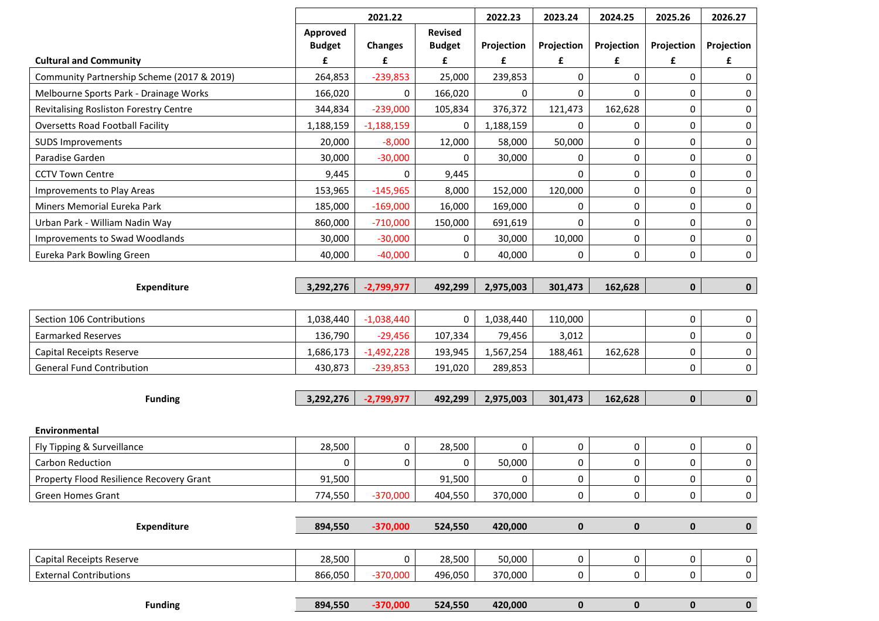| Cultural and Community | 2021.22 | | | 2022.23 | 2023.24 | 2024.25 | 2025.26 | 2026.27 |
|---|---|---|---|---|---|---|---|---|
| | Approved Budget | Changes | Revised Budget | Projection | Projection | Projection | Projection | Projection |
| | £ | £ | £ | £ | £ | £ | £ | £ |
| Community Partnership Scheme (2017 & 2019) | 264,853 | -239,853 | 25,000 | 239,853 | 0 | 0 | 0 | 0 |
| Melbourne Sports Park - Drainage Works | 166,020 | 0 | 166,020 | 0 | 0 | 0 | 0 | 0 |
| Revitalising Rosliston Forestry Centre | 344,834 | -239,000 | 105,834 | 376,372 | 121,473 | 162,628 | 0 | 0 |
| Oversetts Road Football Facility | 1,188,159 | -1,188,159 | 0 | 1,188,159 | 0 | 0 | 0 | 0 |
| SUDS Improvements | 20,000 | -8,000 | 12,000 | 58,000 | 50,000 | 0 | 0 | 0 |
| Paradise Garden | 30,000 | -30,000 | 0 | 30,000 | 0 | 0 | 0 | 0 |
| CCTV Town Centre | 9,445 | 0 | 9,445 | | 0 | 0 | 0 | 0 |
| Improvements to Play Areas | 153,965 | -145,965 | 8,000 | 152,000 | 120,000 | 0 | 0 | 0 |
| Miners Memorial Eureka Park | 185,000 | -169,000 | 16,000 | 169,000 | 0 | 0 | 0 | 0 |
| Urban Park - William Nadin Way | 860,000 | -710,000 | 150,000 | 691,619 | 0 | 0 | 0 | 0 |
| Improvements to Swad Woodlands | 30,000 | -30,000 | 0 | 30,000 | 10,000 | 0 | 0 | 0 |
| Eureka Park Bowling Green | 40,000 | -40,000 | 0 | 40,000 | 0 | 0 | 0 | 0 |
| **Expenditure** | **3,292,276** | **-2,799,977** | **492,299** | **2,975,003** | **301,473** | **162,628** | **0** | **0** |
| Section 106 Contributions | 1,038,440 | -1,038,440 | 0 | 1,038,440 | 110,000 | | 0 | 0 |
| Earmarked Reserves | 136,790 | -29,456 | 107,334 | 79,456 | 3,012 | | 0 | 0 |
| Capital Receipts Reserve | 1,686,173 | -1,492,228 | 193,945 | 1,567,254 | 188,461 | 162,628 | 0 | 0 |
| General Fund Contribution | 430,873 | -239,853 | 191,020 | 289,853 | | | 0 | 0 |
| **Funding** | **3,292,276** | **-2,799,977** | **492,299** | **2,975,003** | **301,473** | **162,628** | **0** | **0** |

| Environmental | 2021.22 Approved Budget £ | 2021.22 Changes £ | 2021.22 Revised Budget £ | 2022.23 Projection £ | 2023.24 Projection £ | 2024.25 Projection £ | 2025.26 Projection £ | 2026.27 Projection £ |
|---|---|---|---|---|---|---|---|---|
| Fly Tipping & Surveillance | 28,500 | 0 | 28,500 | 0 | 0 | 0 | 0 | 0 |
| Carbon Reduction | 0 | 0 | 0 | 50,000 | 0 | 0 | 0 | 0 |
| Property Flood Resilience Recovery Grant | 91,500 | | 91,500 | 0 | 0 | 0 | 0 | 0 |
| Green Homes Grant | 774,550 | -370,000 | 404,550 | 370,000 | 0 | 0 | 0 | 0 |
| **Expenditure** | **894,550** | **-370,000** | **524,550** | **420,000** | **0** | **0** | **0** | **0** |
| Capital Receipts Reserve | 28,500 | 0 | 28,500 | 50,000 | 0 | 0 | 0 | 0 |
| External Contributions | 866,050 | -370,000 | 496,050 | 370,000 | 0 | 0 | 0 | 0 |
| **Funding** | **894,550** | **-370,000** | **524,550** | **420,000** | **0** | **0** | **0** | **0** |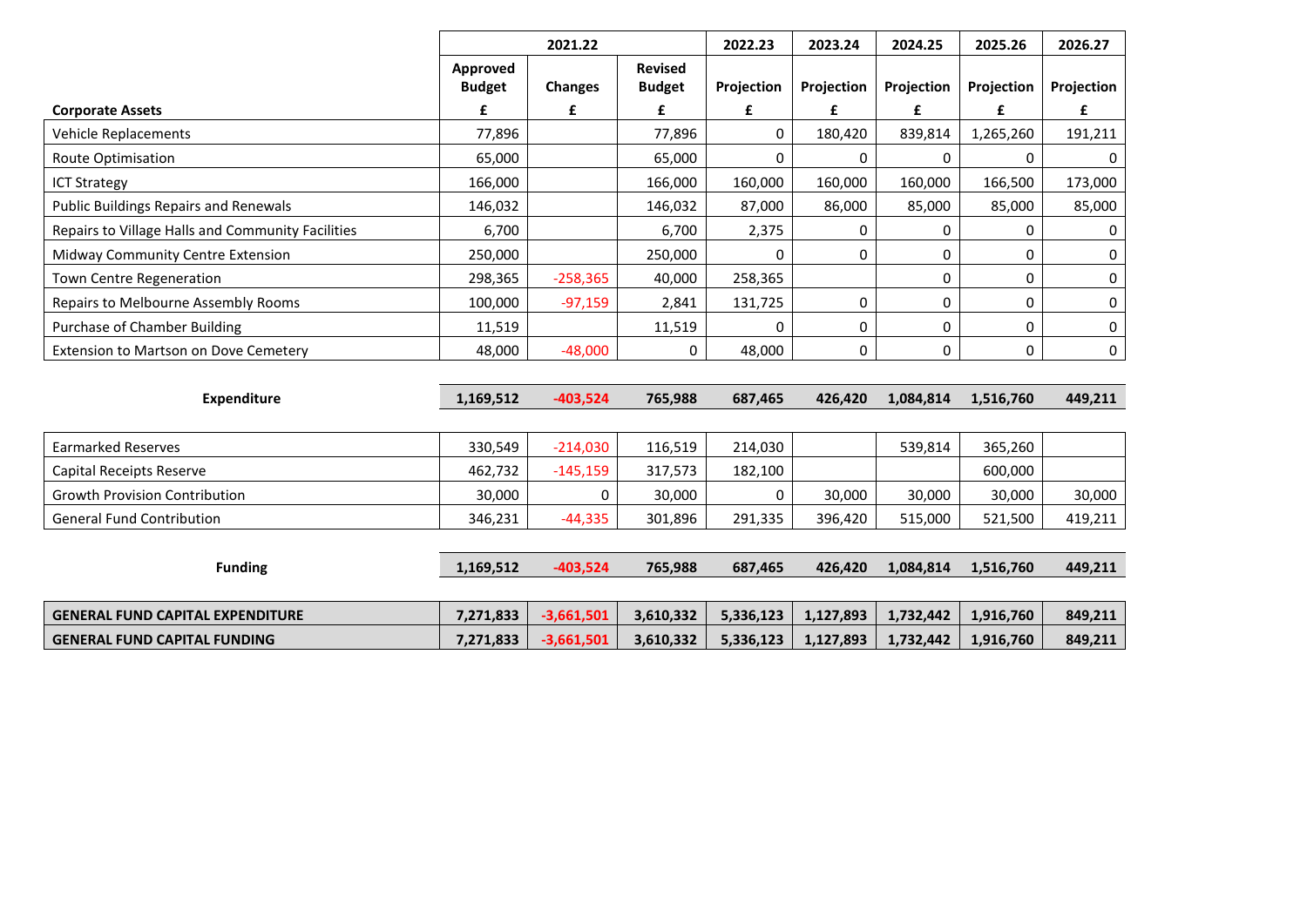| | 2021.22 | | | 2022.23 | 2023.24 | 2024.25 | 2025.26 | 2026.27 |
|---|---|---|---|---|---|---|---|---|
| | **Approved Budget** | **Changes** | **Revised Budget** | **Projection** | **Projection** | **Projection** | **Projection** | **Projection** |
| **Corporate Assets** | **£** | **£** | **£** | **£** | **£** | **£** | **£** | **£** |
| Vehicle Replacements | 77,896 | | 77,896 | 0 | 180,420 | 839,814 | 1,265,260 | 191,211 |
| Route Optimisation | 65,000 | | 65,000 | 0 | 0 | 0 | 0 | 0 |
| ICT Strategy | 166,000 | | 166,000 | 160,000 | 160,000 | 160,000 | 166,500 | 173,000 |
| Public Buildings Repairs and Renewals | 146,032 | | 146,032 | 87,000 | 86,000 | 85,000 | 85,000 | 85,000 |
| Repairs to Village Halls and Community Facilities | 6,700 | | 6,700 | 2,375 | 0 | 0 | 0 | 0 |
| Midway Community Centre Extension | 250,000 | | 250,000 | 0 | 0 | 0 | 0 | 0 |
| Town Centre Regeneration | 298,365 | -258,365 | 40,000 | 258,365 | | 0 | 0 | 0 |
| Repairs to Melbourne Assembly Rooms | 100,000 | -97,159 | 2,841 | 131,725 | 0 | 0 | 0 | 0 |
| Purchase of Chamber Building | 11,519 | | 11,519 | 0 | 0 | 0 | 0 | 0 |
| Extension to Martson on Dove Cemetery | 48,000 | -48,000 | 0 | 48,000 | 0 | 0 | 0 | 0 |
| **Expenditure** | **1,169,512** | **-403,524** | **765,988** | **687,465** | **426,420** | **1,084,814** | **1,516,760** | **449,211** |
| Earmarked Reserves | 330,549 | -214,030 | 116,519 | 214,030 | | 539,814 | 365,260 | |
| Capital Receipts Reserve | 462,732 | -145,159 | 317,573 | 182,100 | | | 600,000 | |
| Growth Provision Contribution | 30,000 | 0 | 30,000 | 0 | 30,000 | 30,000 | 30,000 | 30,000 |
| General Fund Contribution | 346,231 | -44,335 | 301,896 | 291,335 | 396,420 | 515,000 | 521,500 | 419,211 |
| **Funding** | **1,169,512** | **-403,524** | **765,988** | **687,465** | **426,420** | **1,084,814** | **1,516,760** | **449,211** |
| **GENERAL FUND CAPITAL EXPENDITURE** | **7,271,833** | **-3,661,501** | **3,610,332** | **5,336,123** | **1,127,893** | **1,732,442** | **1,916,760** | **849,211** |
| **GENERAL FUND CAPITAL FUNDING** | **7,271,833** | **-3,661,501** | **3,610,332** | **5,336,123** | **1,127,893** | **1,732,442** | **1,916,760** | **849,211** |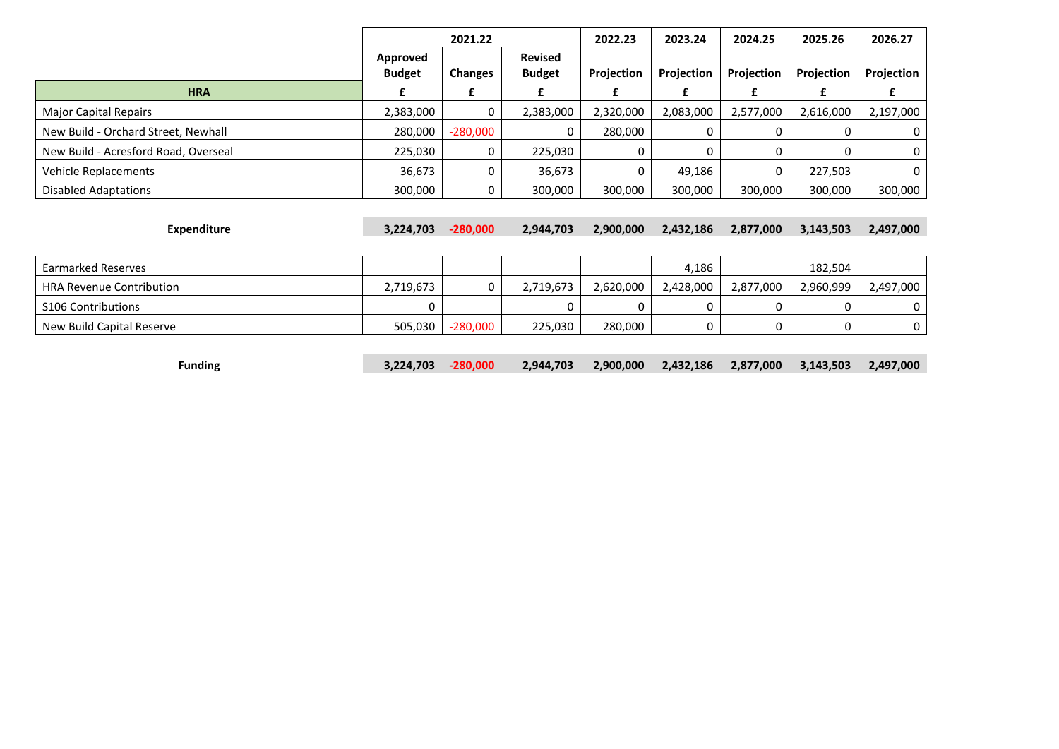| | 2021.22 | | | 2022.23 | 2023.24 | 2024.25 | 2025.26 | 2026.27 |
|---|---|---|---|---|---|---|---|---|
| | Approved Budget | Changes | Revised Budget | Projection | Projection | Projection | Projection | Projection |
| **HRA** | £ | £ | £ | £ | £ | £ | £ | £ |
| Major Capital Repairs | 2,383,000 | 0 | 2,383,000 | 2,320,000 | 2,083,000 | 2,577,000 | 2,616,000 | 2,197,000 |
| New Build - Orchard Street, Newhall | 280,000 | -280,000 | 0 | 280,000 | 0 | 0 | 0 | 0 |
| New Build - Acresford Road, Overseal | 225,030 | 0 | 225,030 | 0 | 0 | 0 | 0 | 0 |
| Vehicle Replacements | 36,673 | 0 | 36,673 | 0 | 49,186 | 0 | 227,503 | 0 |
| Disabled Adaptations | 300,000 | 0 | 300,000 | 300,000 | 300,000 | 300,000 | 300,000 | 300,000 |
| **Expenditure** | **3,224,703** | **-280,000** | **2,944,703** | **2,900,000** | **2,432,186** | **2,877,000** | **3,143,503** | **2,497,000** |
| Earmarked Reserves | | | | | 4,186 | | 182,504 | |
| HRA Revenue Contribution | 2,719,673 | 0 | 2,719,673 | 2,620,000 | 2,428,000 | 2,877,000 | 2,960,999 | 2,497,000 |
| S106 Contributions | 0 | | 0 | 0 | 0 | 0 | 0 | 0 |
| New Build Capital Reserve | 505,030 | -280,000 | 225,030 | 280,000 | 0 | 0 | 0 | 0 |
| **Funding** | **3,224,703** | **-280,000** | **2,944,703** | **2,900,000** | **2,432,186** | **2,877,000** | **3,143,503** | **2,497,000** |